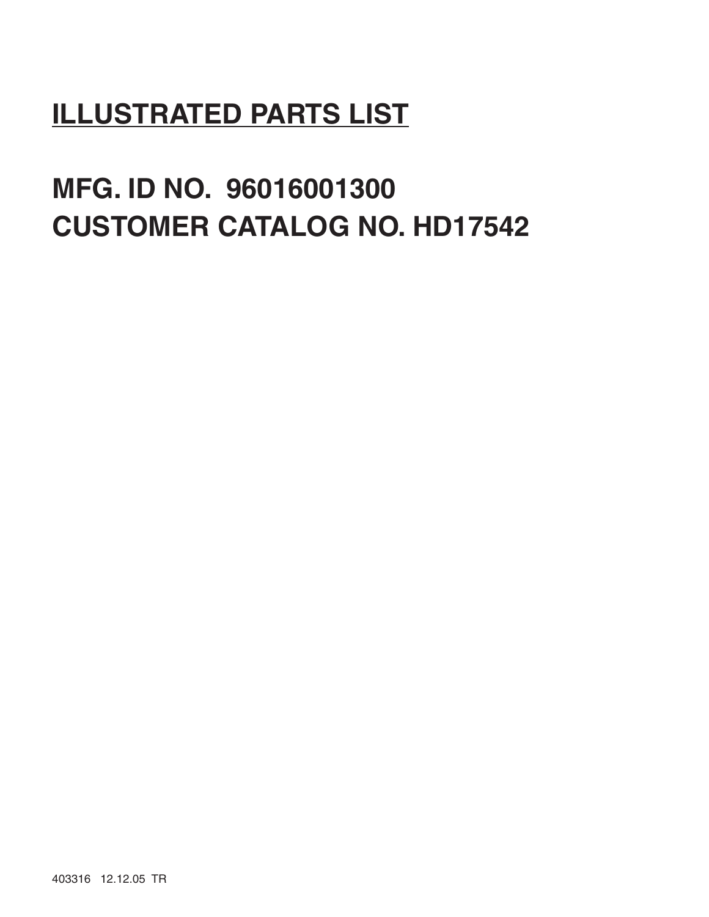# ILLUSTRATED PARTS LIST

## MFG. ID NO. 96016001300
## CUSTOMER CATALOG NO. HD17542

403316 12.12.05 TR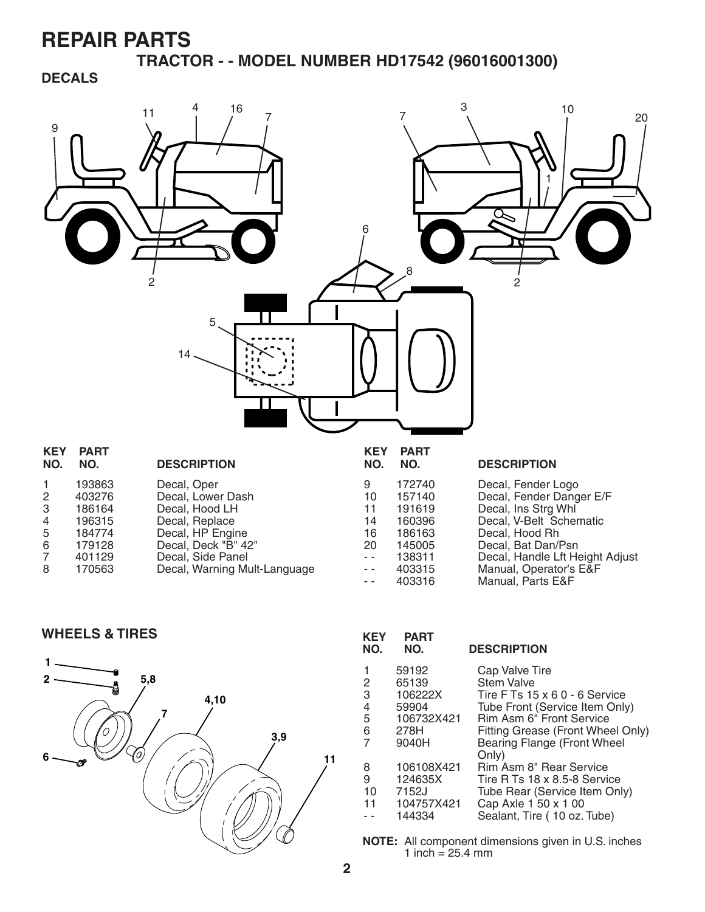# REPAIR PARTS

## TRACTOR - - MODEL NUMBER HD17542 (96016001300)

### DECALS

| KEY NO. | PART NO. | DESCRIPTION |
|---|---|---|
| 1 | 193863 | Decal, Oper |
| 2 | 403276 | Decal, Lower Dash |
| 3 | 186164 | Decal, Hood LH |
| 4 | 196315 | Decal, Replace |
| 5 | 184774 | Decal, HP Engine |
| 6 | 179128 | Decal, Deck "B" 42" |
| 7 | 401129 | Decal, Side Panel |
| 8 | 170563 | Decal, Warning Mult-Language |
| 9 | 172740 | Decal, Fender Logo |
| 10 | 157140 | Decal, Fender Danger E/F |
| 11 | 191619 | Decal, Ins Strg Whl |
| 14 | 160396 | Decal, V-Belt Schematic |
| 16 | 186163 | Decal, Hood Rh |
| 20 | 145005 | Decal, Bat Dan/Psn |
| - - | 138311 | Decal, Handle Lft Height Adjust |
| - - | 403315 | Manual, Operator's E&F |
| - - | 403316 | Manual, Parts E&F |

### WHEELS & TIRES

| KEY NO. | PART NO. | DESCRIPTION |
|---|---|---|
| 1 | 59192 | Cap Valve Tire |
| 2 | 65139 | Stem Valve |
| 3 | 106222X | Tire F Ts 15 x 6 0 - 6 Service |
| 4 | 59904 | Tube Front (Service Item Only) |
| 5 | 106732X421 | Rim Asm 6" Front Service |
| 6 | 278H | Fitting Grease (Front Wheel Only) |
| 7 | 9040H | Bearing Flange (Front Wheel Only) |
| 8 | 106108X421 | Rim Asm 8" Rear Service |
| 9 | 124635X | Tire R Ts 18 x 8.5-8 Service |
| 10 | 7152J | Tube Rear (Service Item Only) |
| 11 | 104757X421 | Cap Axle 1 50 x 1 00 |
| - - | 144334 | Sealant, Tire ( 10 oz. Tube) |

**NOTE:** All component dimensions given in U.S. inches
1 inch = 25.4 mm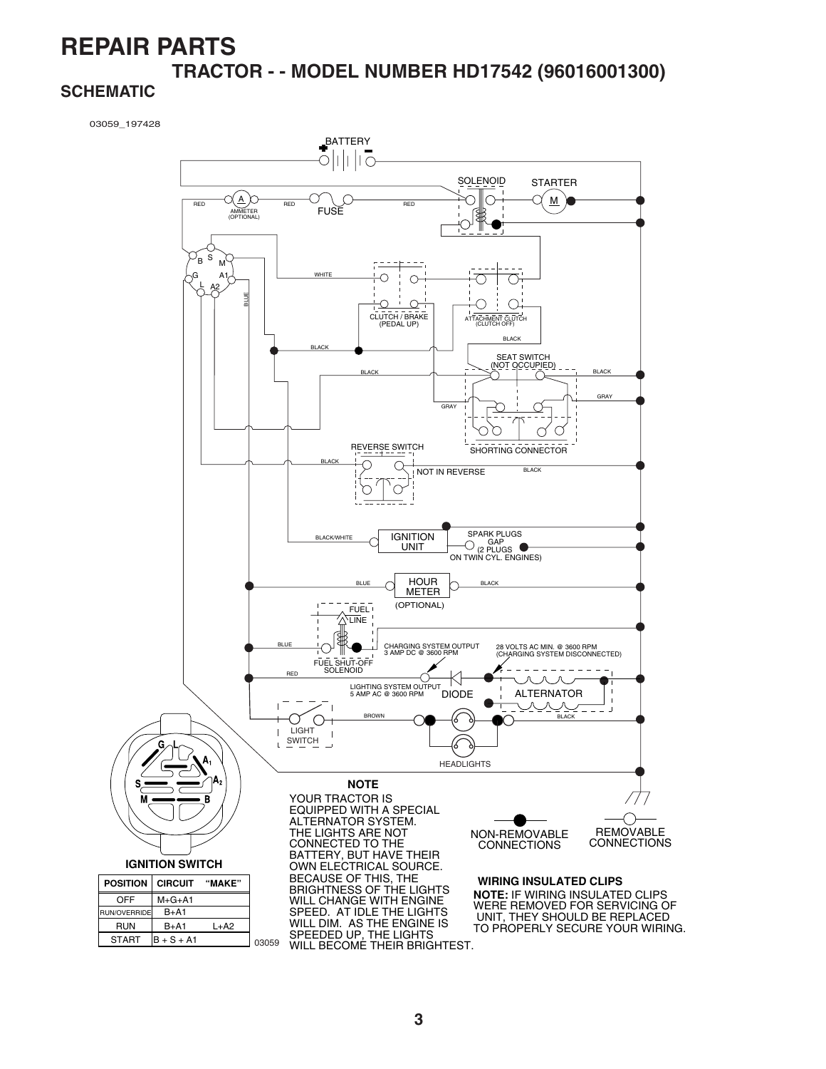# REPAIR PARTS

## TRACTOR - - MODEL NUMBER HD17542 (96016001300)

### SCHEMATIC

03059_197428

BATTERY

SOLENOID STARTER

RED AMMETER (OPTIONAL) RED FUSE RED

WHITE

BLUE

CLUTCH / BRAKE (PEDAL UP)

ATTACHMENT CLUTCH (CLUTCH OFF)

BLACK

BLACK

SEAT SWITCH (NOT OCCUPIED)

BLACK BLACK

GRAY GRAY

SHORTING CONNECTOR

REVERSE SWITCH

BLACK NOT IN REVERSE BLACK

BLACK/WHITE IGNITION UNIT SPARK PLUGS GAP (2 PLUGS ON TWIN CYL. ENGINES)

BLUE HOUR METER (OPTIONAL) BLACK

FUEL LINE

BLUE FUEL SHUT-OFF SOLENOID

CHARGING SYSTEM OUTPUT 3 AMP DC @ 3600 RPM

28 VOLTS AC MIN. @ 3600 RPM (CHARGING SYSTEM DISCONNECTED)

RED

LIGHTING SYSTEM OUTPUT 5 AMP AC @ 3600 RPM

DIODE ALTERNATOR

BROWN BLACK

LIGHT SWITCH

HEADLIGHTS

**IGNITION SWITCH**

| POSITION | CIRCUIT | "MAKE" |
|---|---|---|
| OFF | M+G+A1 | |
| RUN/OVERRIDE | B+A1 | |
| RUN | B+A1 | L+A2 |
| START | B + S + A1 | |

03059

**NOTE**

YOUR TRACTOR IS EQUIPPED WITH A SPECIAL ALTERNATOR SYSTEM. THE LIGHTS ARE NOT CONNECTED TO THE BATTERY, BUT HAVE THEIR OWN ELECTRICAL SOURCE. BECAUSE OF THIS, THE BRIGHTNESS OF THE LIGHTS WILL CHANGE WITH ENGINE SPEED. AT IDLE THE LIGHTS WILL DIM. AS THE ENGINE IS SPEEDED UP, THE LIGHTS WILL BECOME THEIR BRIGHTEST.

NON-REMOVABLE CONNECTIONS

REMOVABLE CONNECTIONS

**WIRING INSULATED CLIPS**

**NOTE:** IF WIRING INSULATED CLIPS WERE REMOVED FOR SERVICING OF UNIT, THEY SHOULD BE REPLACED TO PROPERLY SECURE YOUR WIRING.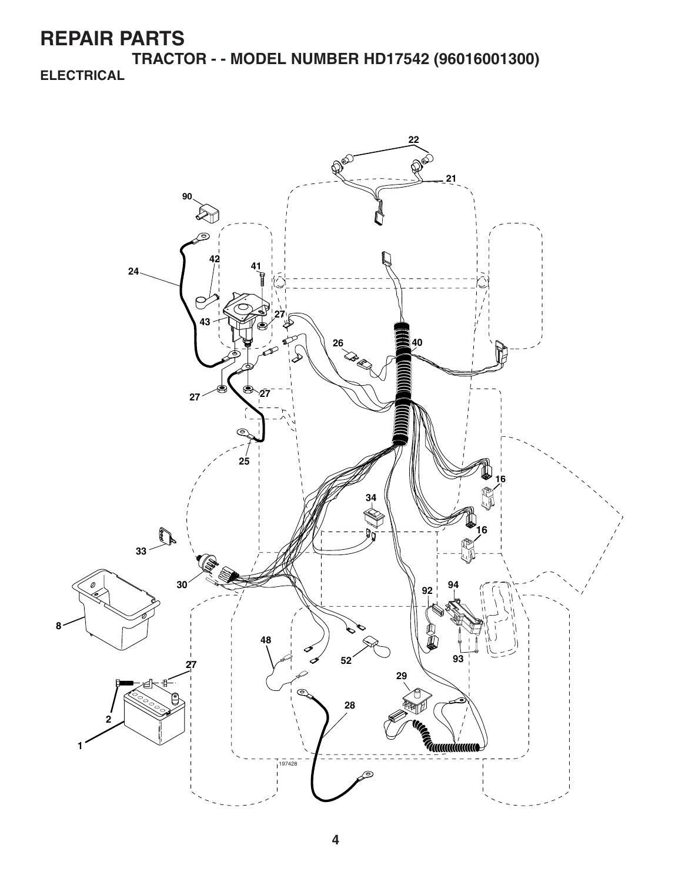# REPAIR PARTS

## TRACTOR - - MODEL NUMBER HD17542 (96016001300)

### ELECTRICAL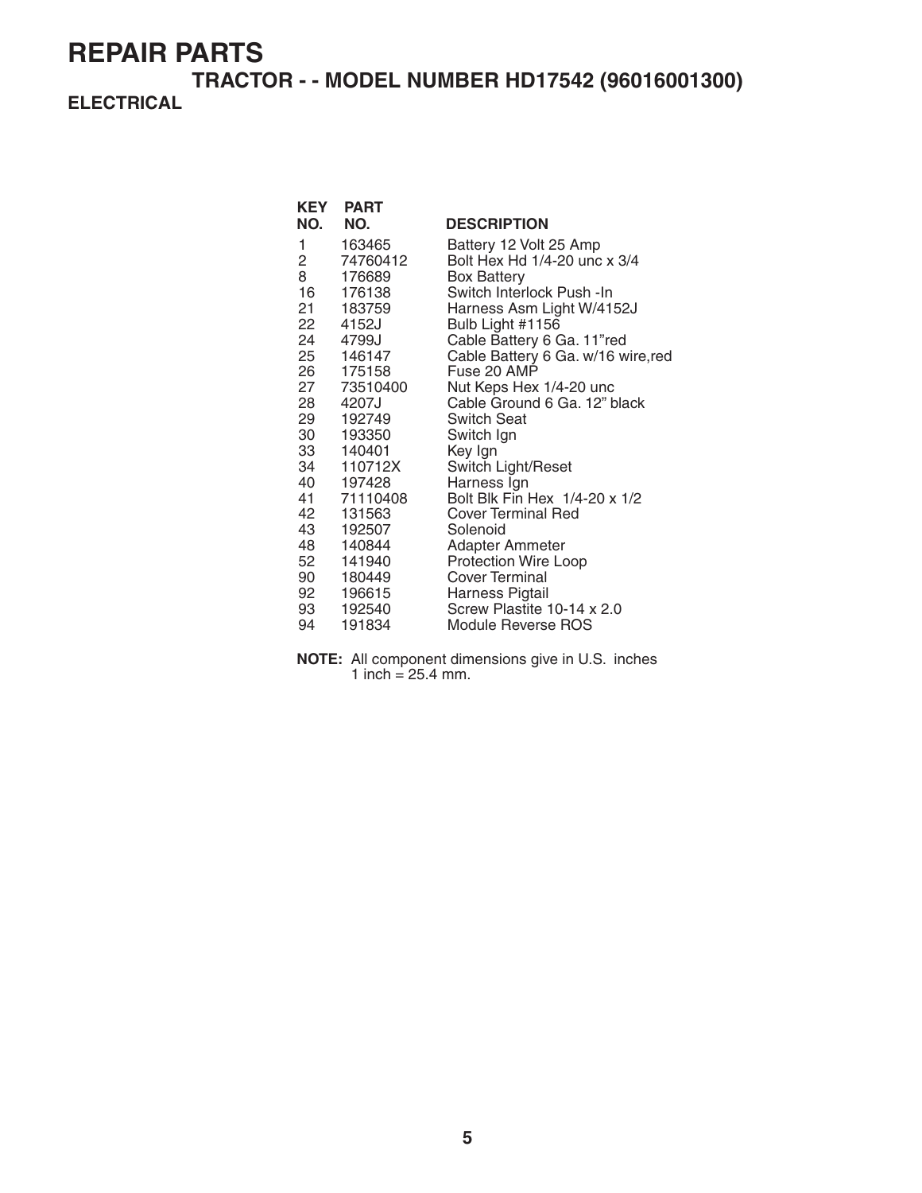# REPAIR PARTS

## TRACTOR - - MODEL NUMBER HD17542 (96016001300)

### ELECTRICAL

| KEY NO. | PART NO. | DESCRIPTION |
|---|---|---|
| 1 | 163465 | Battery 12 Volt 25 Amp |
| 2 | 74760412 | Bolt Hex Hd 1/4-20 unc x 3/4 |
| 8 | 176689 | Box Battery |
| 16 | 176138 | Switch Interlock Push -In |
| 21 | 183759 | Harness Asm Light W/4152J |
| 22 | 4152J | Bulb Light #1156 |
| 24 | 4799J | Cable Battery 6 Ga. 11"red |
| 25 | 146147 | Cable Battery 6 Ga. w/16 wire,red |
| 26 | 175158 | Fuse 20 AMP |
| 27 | 73510400 | Nut Keps Hex 1/4-20 unc |
| 28 | 4207J | Cable Ground 6 Ga. 12" black |
| 29 | 192749 | Switch Seat |
| 30 | 193350 | Switch Ign |
| 33 | 140401 | Key Ign |
| 34 | 110712X | Switch Light/Reset |
| 40 | 197428 | Harness Ign |
| 41 | 71110408 | Bolt Blk Fin Hex 1/4-20 x 1/2 |
| 42 | 131563 | Cover Terminal Red |
| 43 | 192507 | Solenoid |
| 48 | 140844 | Adapter Ammeter |
| 52 | 141940 | Protection Wire Loop |
| 90 | 180449 | Cover Terminal |
| 92 | 196615 | Harness Pigtail |
| 93 | 192540 | Screw Plastite 10-14 x 2.0 |
| 94 | 191834 | Module Reverse ROS |

**NOTE:** All component dimensions give in U.S. inches
1 inch = 25.4 mm.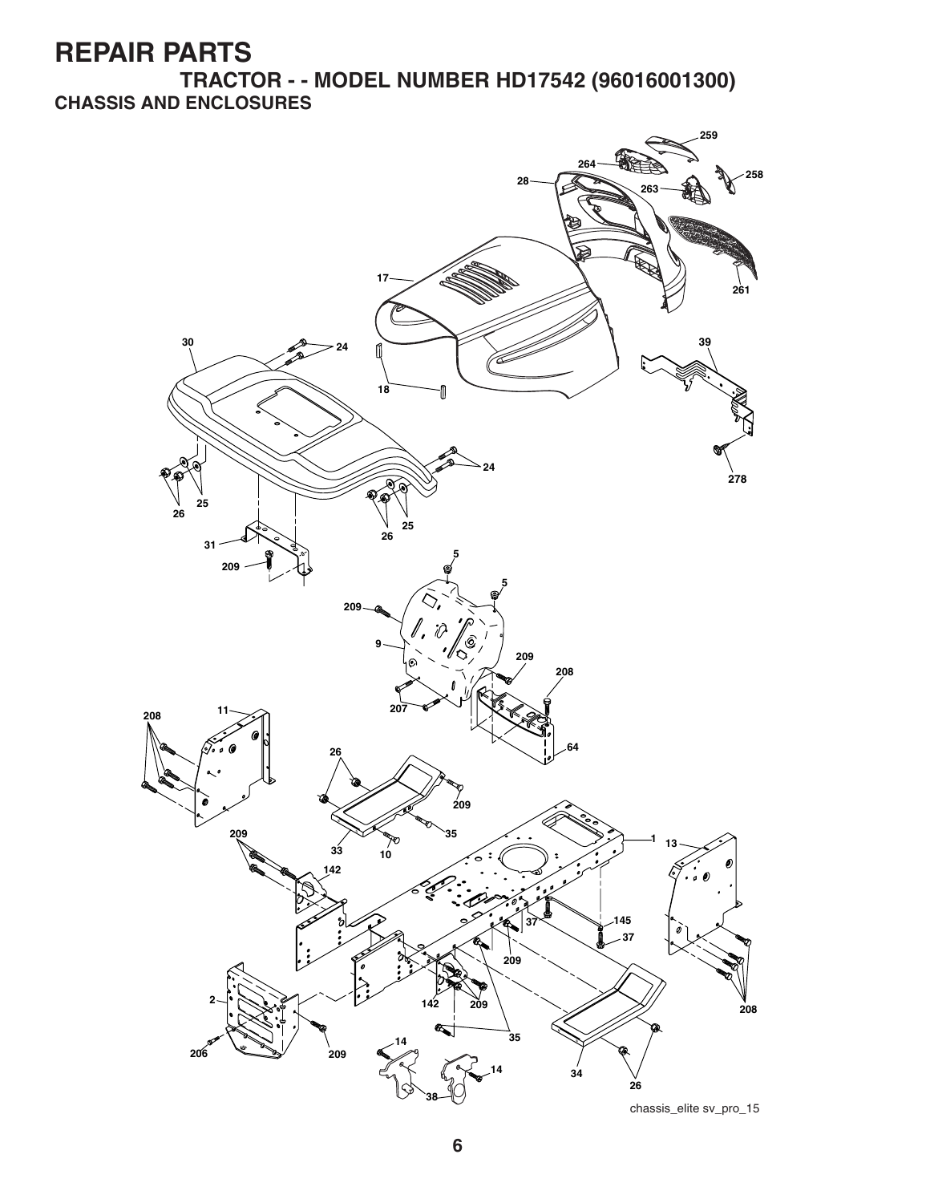# REPAIR PARTS

## TRACTOR - - MODEL NUMBER HD17542 (96016001300)

### CHASSIS AND ENCLOSURES

chassis_elite sv_pro_15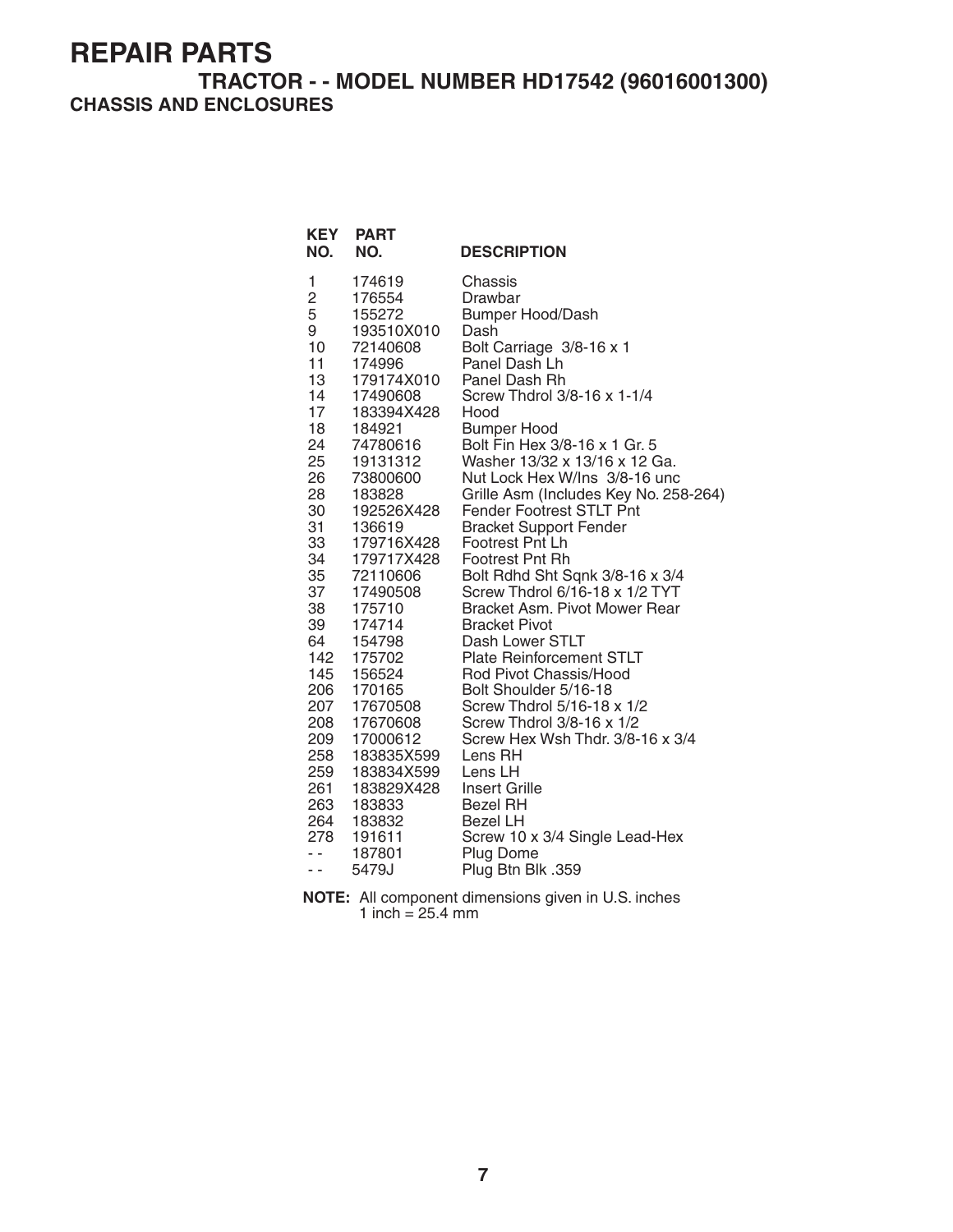# REPAIR PARTS

## TRACTOR - - MODEL NUMBER HD17542 (96016001300)

### CHASSIS AND ENCLOSURES

| KEY NO. | PART NO. | DESCRIPTION |
|---|---|---|
| 1 | 174619 | Chassis |
| 2 | 176554 | Drawbar |
| 5 | 155272 | Bumper Hood/Dash |
| 9 | 193510X010 | Dash |
| 10 | 72140608 | Bolt Carriage 3/8-16 x 1 |
| 11 | 174996 | Panel Dash Lh |
| 13 | 179174X010 | Panel Dash Rh |
| 14 | 17490608 | Screw Thdrol 3/8-16 x 1-1/4 |
| 17 | 183394X428 | Hood |
| 18 | 184921 | Bumper Hood |
| 24 | 74780616 | Bolt Fin Hex 3/8-16 x 1 Gr. 5 |
| 25 | 19131312 | Washer 13/32 x 13/16 x 12 Ga. |
| 26 | 73800600 | Nut Lock Hex W/Ins 3/8-16 unc |
| 28 | 183828 | Grille Asm (Includes Key No. 258-264) |
| 30 | 192526X428 | Fender Footrest STLT Pnt |
| 31 | 136619 | Bracket Support Fender |
| 33 | 179716X428 | Footrest Pnt Lh |
| 34 | 179717X428 | Footrest Pnt Rh |
| 35 | 72110606 | Bolt Rdhd Sht Sqnk 3/8-16 x 3/4 |
| 37 | 17490508 | Screw Thdrol 6/16-18 x 1/2 TYT |
| 38 | 175710 | Bracket Asm. Pivot Mower Rear |
| 39 | 174714 | Bracket Pivot |
| 64 | 154798 | Dash Lower STLT |
| 142 | 175702 | Plate Reinforcement STLT |
| 145 | 156524 | Rod Pivot Chassis/Hood |
| 206 | 170165 | Bolt Shoulder 5/16-18 |
| 207 | 17670508 | Screw Thdrol 5/16-18 x 1/2 |
| 208 | 17670608 | Screw Thdrol 3/8-16 x 1/2 |
| 209 | 17000612 | Screw Hex Wsh Thdr. 3/8-16 x 3/4 |
| 258 | 183835X599 | Lens RH |
| 259 | 183834X599 | Lens LH |
| 261 | 183829X428 | Insert Grille |
| 263 | 183833 | Bezel RH |
| 264 | 183832 | Bezel LH |
| 278 | 191611 | Screw 10 x 3/4 Single Lead-Hex |
| - - | 187801 | Plug Dome |
| - - | 5479J | Plug Btn Blk .359 |

**NOTE:** All component dimensions given in U.S. inches
1 inch = 25.4 mm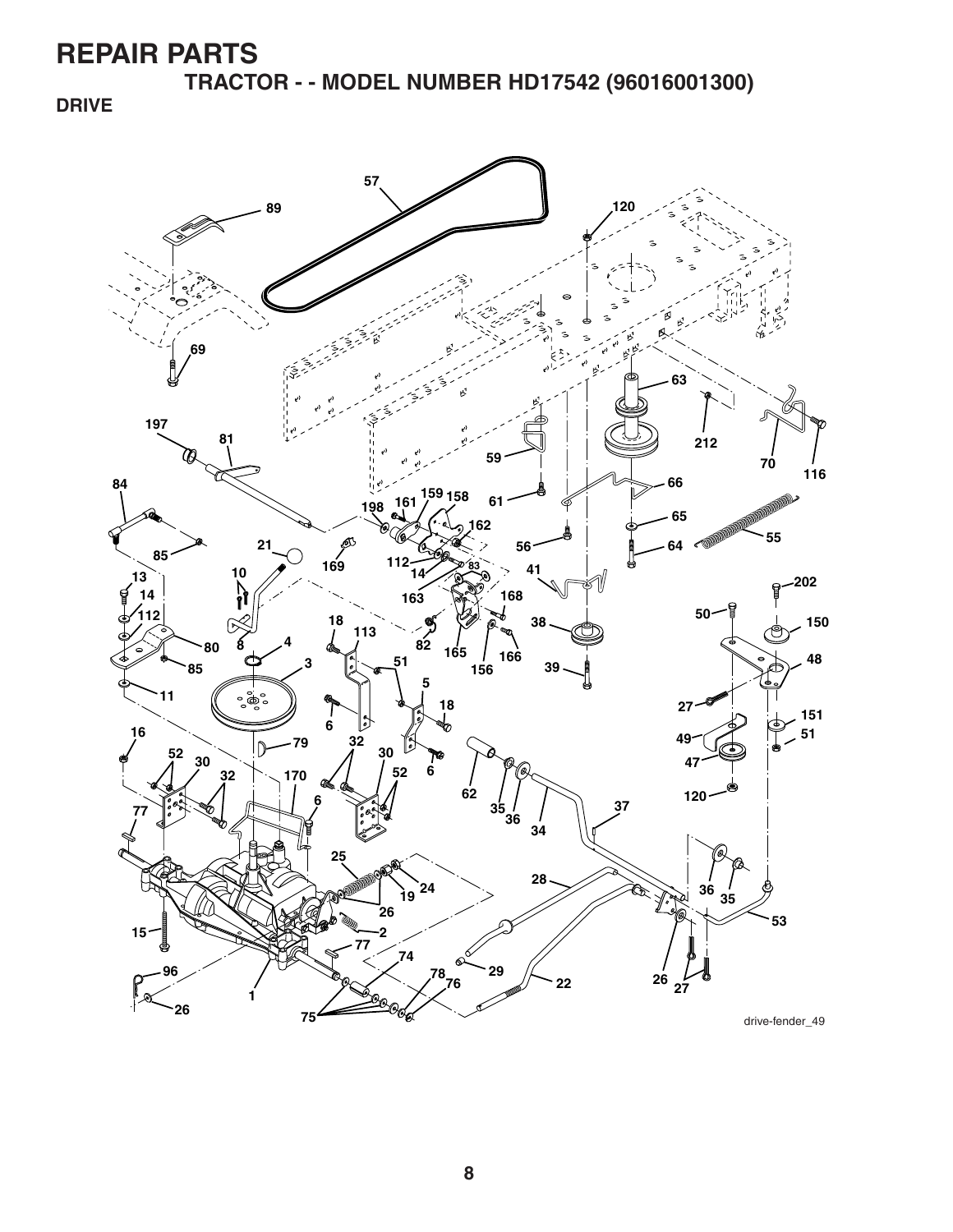# REPAIR PARTS

## TRACTOR - - MODEL NUMBER HD17542 (96016001300)

### DRIVE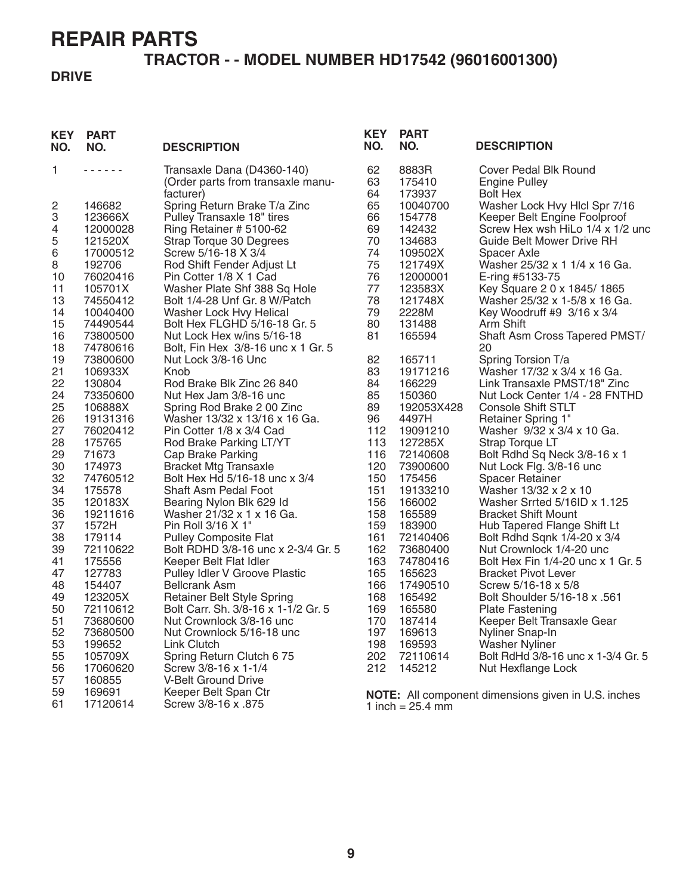# REPAIR PARTS

## TRACTOR - - MODEL NUMBER HD17542 (96016001300)

### DRIVE

| KEY NO. | PART NO. | DESCRIPTION |
|---|---|---|
| 1 | - - - - - - | Transaxle Dana (D4360-140) (Order parts from transaxle manufacturer) |
| 2 | 146682 | Spring Return Brake T/a Zinc |
| 3 | 123666X | Pulley Transaxle 18" tires |
| 4 | 12000028 | Ring Retainer # 5100-62 |
| 5 | 121520X | Strap Torque 30 Degrees |
| 6 | 17000512 | Screw 5/16-18 X 3/4 |
| 8 | 192706 | Rod Shift Fender Adjust Lt |
| 10 | 76020416 | Pin Cotter 1/8 X 1 Cad |
| 11 | 105701X | Washer Plate Shf 388 Sq Hole |
| 13 | 74550412 | Bolt 1/4-28 Unf Gr. 8 W/Patch |
| 14 | 10040400 | Washer Lock Hvy Helical |
| 15 | 74490544 | Bolt Hex FLGHD 5/16-18 Gr. 5 |
| 16 | 73800500 | Nut Lock Hex w/ins 5/16-18 |
| 18 | 74780616 | Bolt, Fin Hex 3/8-16 unc x 1 Gr. 5 |
| 19 | 73800600 | Nut Lock 3/8-16 Unc |
| 21 | 106933X | Knob |
| 22 | 130804 | Rod Brake Blk Zinc 26 840 |
| 24 | 73350600 | Nut Hex Jam 3/8-16 unc |
| 25 | 106888X | Spring Rod Brake 2 00 Zinc |
| 26 | 19131316 | Washer 13/32 x 13/16 x 16 Ga. |
| 27 | 76020412 | Pin Cotter 1/8 x 3/4 Cad |
| 28 | 175765 | Rod Brake Parking LT/YT |
| 29 | 71673 | Cap Brake Parking |
| 30 | 174973 | Bracket Mtg Transaxle |
| 32 | 74760512 | Bolt Hex Hd 5/16-18 unc x 3/4 |
| 34 | 175578 | Shaft Asm Pedal Foot |
| 35 | 120183X | Bearing Nylon Blk 629 Id |
| 36 | 19211616 | Washer 21/32 x 1 x 16 Ga. |
| 37 | 1572H | Pin Roll 3/16 X 1" |
| 38 | 179114 | Pulley Composite Flat |
| 39 | 72110622 | Bolt RDHD 3/8-16 unc x 2-3/4 Gr. 5 |
| 41 | 175556 | Keeper Belt Flat Idler |
| 47 | 127783 | Pulley Idler V Groove Plastic |
| 48 | 154407 | Bellcrank Asm |
| 49 | 123205X | Retainer Belt Style Spring |
| 50 | 72110612 | Bolt Carr. Sh. 3/8-16 x 1-1/2 Gr. 5 |
| 51 | 73680600 | Nut Crownlock 3/8-16 unc |
| 52 | 73680500 | Nut Crownlock 5/16-18 unc |
| 53 | 199652 | Link Clutch |
| 55 | 105709X | Spring Return Clutch 6 75 |
| 56 | 17060620 | Screw 3/8-16 x 1-1/4 |
| 57 | 160855 | V-Belt Ground Drive |
| 59 | 169691 | Keeper Belt Span Ctr |
| 61 | 17120614 | Screw 3/8-16 x .875 |
| 62 | 8883R | Cover Pedal Blk Round |
| 63 | 175410 | Engine Pulley |
| 64 | 173937 | Bolt Hex |
| 65 | 10040700 | Washer Lock Hvy Hlcl Spr 7/16 |
| 66 | 154778 | Keeper Belt Engine Foolproof |
| 69 | 142432 | Screw Hex wsh HiLo 1/4 x 1/2 unc |
| 70 | 134683 | Guide Belt Mower Drive RH |
| 74 | 109502X | Spacer Axle |
| 75 | 121749X | Washer 25/32 x 1 1/4 x 16 Ga. |
| 76 | 12000001 | E-ring #5133-75 |
| 77 | 123583X | Key Square 2 0 x 1845/ 1865 |
| 78 | 121748X | Washer 25/32 x 1-5/8 x 16 Ga. |
| 79 | 2228M | Key Woodruff #9 3/16 x 3/4 |
| 80 | 131488 | Arm Shift |
| 81 | 165594 | Shaft Asm Cross Tapered PMST/20 |
| 82 | 165711 | Spring Torsion T/a |
| 83 | 19171216 | Washer 17/32 x 3/4 x 16 Ga. |
| 84 | 166229 | Link Transaxle PMST/18" Zinc |
| 85 | 150360 | Nut Lock Center 1/4 - 28 FNTHD |
| 89 | 192053X428 | Console Shift STLT |
| 96 | 4497H | Retainer Spring 1" |
| 112 | 19091210 | Washer 9/32 x 3/4 x 10 Ga. |
| 113 | 127285X | Strap Torque LT |
| 116 | 72140608 | Bolt Rdhd Sq Neck 3/8-16 x 1 |
| 120 | 73900600 | Nut Lock Flg. 3/8-16 unc |
| 150 | 175456 | Spacer Retainer |
| 151 | 19133210 | Washer 13/32 x 2 x 10 |
| 156 | 166002 | Washer Srrted 5/16ID x 1.125 |
| 158 | 165589 | Bracket Shift Mount |
| 159 | 183900 | Hub Tapered Flange Shift Lt |
| 161 | 72140406 | Bolt Rdhd Sqnk 1/4-20 x 3/4 |
| 162 | 73680400 | Nut Crownlock 1/4-20 unc |
| 163 | 74780416 | Bolt Hex Fin 1/4-20 unc x 1 Gr. 5 |
| 165 | 165623 | Bracket Pivot Lever |
| 166 | 17490510 | Screw 5/16-18 x 5/8 |
| 168 | 165492 | Bolt Shoulder 5/16-18 x .561 |
| 169 | 165580 | Plate Fastening |
| 170 | 187414 | Keeper Belt Transaxle Gear |
| 197 | 169613 | Nyliner Snap-In |
| 198 | 169593 | Washer Nyliner |
| 202 | 72110614 | Bolt RdHd 3/8-16 unc x 1-3/4 Gr. 5 |
| 212 | 145212 | Nut Hexflange Lock |

**NOTE:** All component dimensions given in U.S. inches
1 inch = 25.4 mm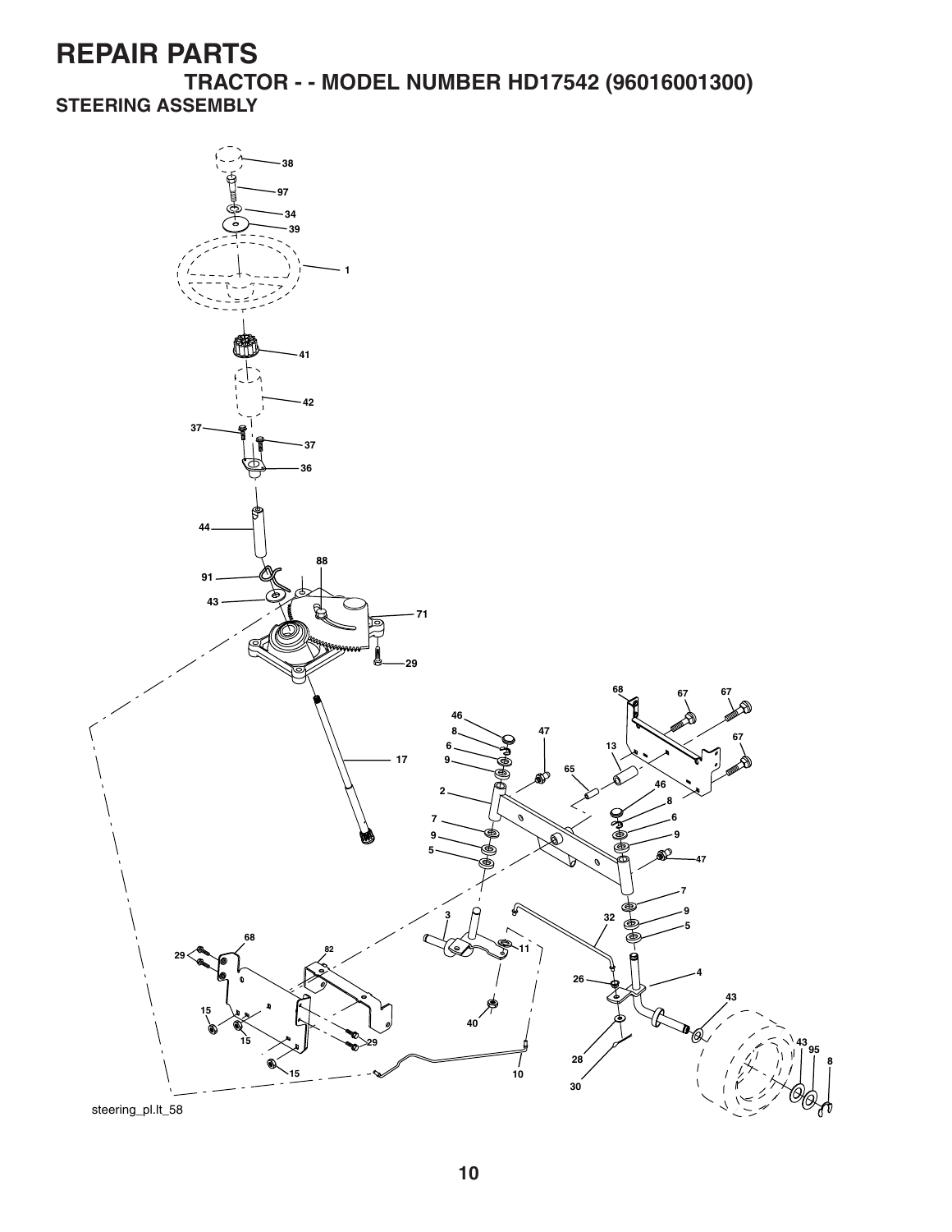# REPAIR PARTS

## TRACTOR - - MODEL NUMBER HD17542 (96016001300)

### STEERING ASSEMBLY

38
97
34
39
1
41
42
37
37
36
44
88
91
43
71
29
17
68
67
67
46
8
47
6
13
67
9
65
2
46
8
6
7
9
9
47
5
5
7
9
3
32
5
68
82
11
4
29
26
43
15
40
15
29
43
95
28
8
15
10
30

steering_pl.lt_58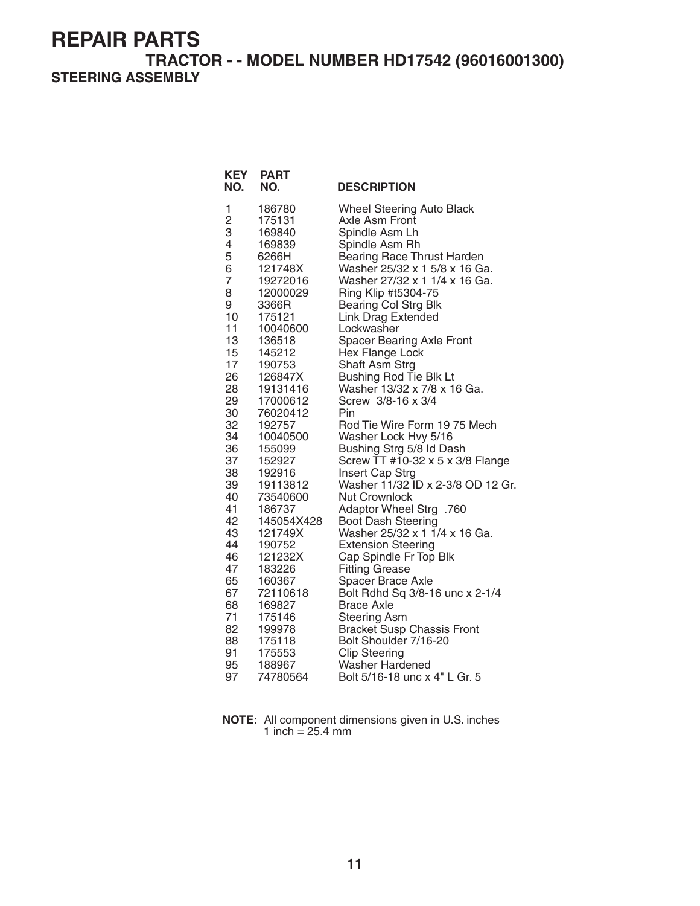# REPAIR PARTS

## TRACTOR - - MODEL NUMBER HD17542 (96016001300)

### STEERING ASSEMBLY

| KEY NO. | PART NO. | DESCRIPTION |
|---|---|---|
| 1 | 186780 | Wheel Steering Auto Black |
| 2 | 175131 | Axle Asm Front |
| 3 | 169840 | Spindle Asm Lh |
| 4 | 169839 | Spindle Asm Rh |
| 5 | 6266H | Bearing Race Thrust Harden |
| 6 | 121748X | Washer 25/32 x 1 5/8 x 16 Ga. |
| 7 | 19272016 | Washer 27/32 x 1 1/4 x 16 Ga. |
| 8 | 12000029 | Ring Klip #t5304-75 |
| 9 | 3366R | Bearing Col Strg Blk |
| 10 | 175121 | Link Drag Extended |
| 11 | 10040600 | Lockwasher |
| 13 | 136518 | Spacer Bearing Axle Front |
| 15 | 145212 | Hex Flange Lock |
| 17 | 190753 | Shaft Asm Strg |
| 26 | 126847X | Bushing Rod Tie Blk Lt |
| 28 | 19131416 | Washer 13/32 x 7/8 x 16 Ga. |
| 29 | 17000612 | Screw 3/8-16 x 3/4 |
| 30 | 76020412 | Pin |
| 32 | 192757 | Rod Tie Wire Form 19 75 Mech |
| 34 | 10040500 | Washer Lock Hvy 5/16 |
| 36 | 155099 | Bushing Strg 5/8 Id Dash |
| 37 | 152927 | Screw TT #10-32 x 5 x 3/8 Flange |
| 38 | 192916 | Insert Cap Strg |
| 39 | 19113812 | Washer 11/32 ID x 2-3/8 OD 12 Gr. |
| 40 | 73540600 | Nut Crownlock |
| 41 | 186737 | Adaptor Wheel Strg .760 |
| 42 | 145054X428 | Boot Dash Steering |
| 43 | 121749X | Washer 25/32 x 1 1/4 x 16 Ga. |
| 44 | 190752 | Extension Steering |
| 46 | 121232X | Cap Spindle Fr Top Blk |
| 47 | 183226 | Fitting Grease |
| 65 | 160367 | Spacer Brace Axle |
| 67 | 72110618 | Bolt Rdhd Sq 3/8-16 unc x 2-1/4 |
| 68 | 169827 | Brace Axle |
| 71 | 175146 | Steering Asm |
| 82 | 199978 | Bracket Susp Chassis Front |
| 88 | 175118 | Bolt Shoulder 7/16-20 |
| 91 | 175553 | Clip Steering |
| 95 | 188967 | Washer Hardened |
| 97 | 74780564 | Bolt 5/16-18 unc x 4" L Gr. 5 |

**NOTE:** All component dimensions given in U.S. inches
1 inch = 25.4 mm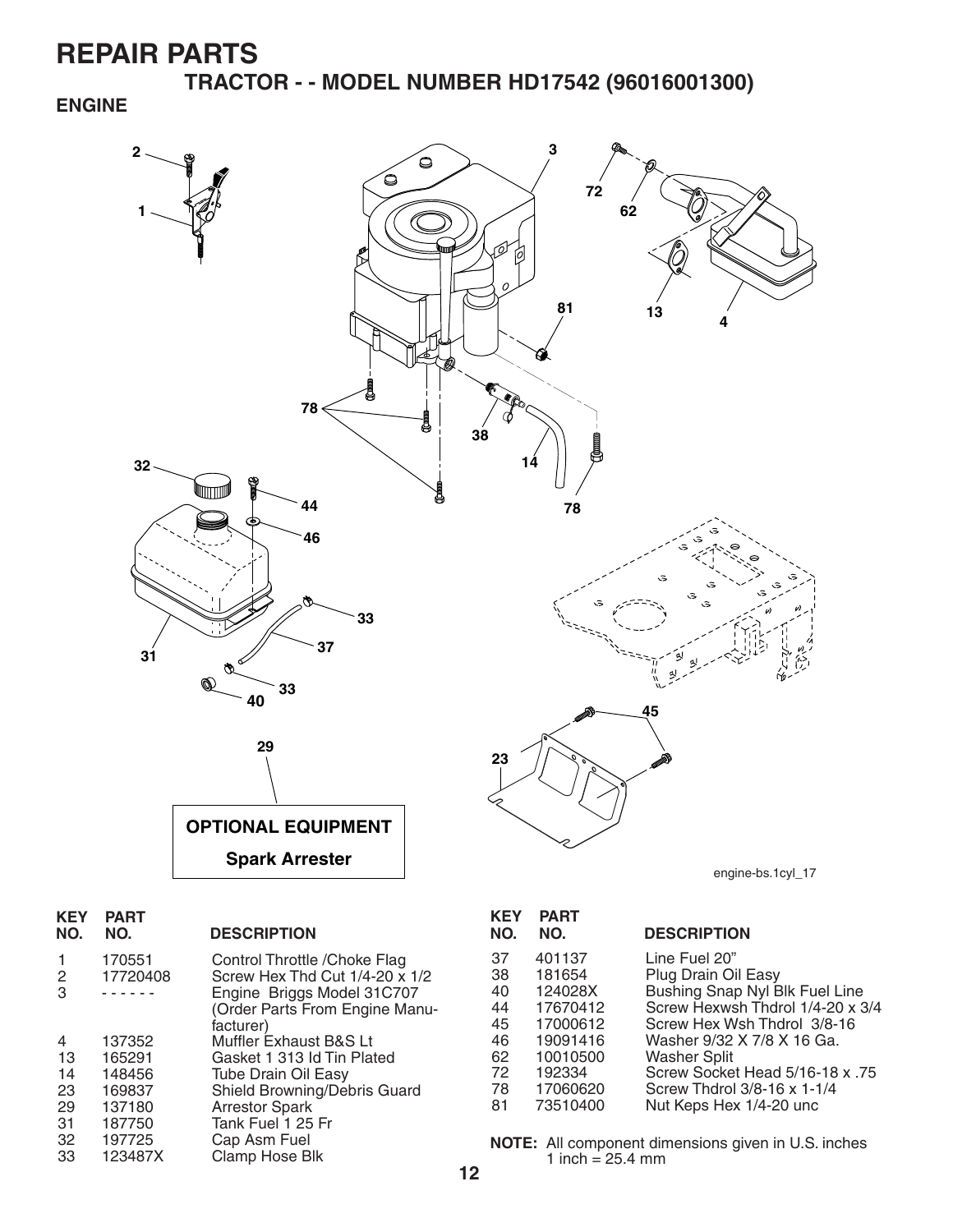# REPAIR PARTS

## TRACTOR - - MODEL NUMBER HD17542 (96016001300)

### ENGINE

OPTIONAL EQUIPMENT

Spark Arrester

engine-bs.1cyl_17

| KEY NO. | PART NO. | DESCRIPTION |
|---|---|---|
| 1 | 170551 | Control Throttle /Choke Flag |
| 2 | 17720408 | Screw Hex Thd Cut 1/4-20 x 1/2 |
| 3 | - - - - - - | Engine Briggs Model 31C707 (Order Parts From Engine Manufacturer) |
| 4 | 137352 | Muffler Exhaust B&S Lt |
| 13 | 165291 | Gasket 1 313 Id Tin Plated |
| 14 | 148456 | Tube Drain Oil Easy |
| 23 | 169837 | Shield Browning/Debris Guard |
| 29 | 137180 | Arrestor Spark |
| 31 | 187750 | Tank Fuel 1 25 Fr |
| 32 | 197725 | Cap Asm Fuel |
| 33 | 123487X | Clamp Hose Blk |
| 37 | 401137 | Line Fuel 20" |
| 38 | 181654 | Plug Drain Oil Easy |
| 40 | 124028X | Bushing Snap Nyl Blk Fuel Line |
| 44 | 17670412 | Screw Hexwsh Thdrol 1/4-20 x 3/4 |
| 45 | 17000612 | Screw Hex Wsh Thdrol 3/8-16 |
| 46 | 19091416 | Washer 9/32 X 7/8 X 16 Ga. |
| 62 | 10010500 | Washer Split |
| 72 | 192334 | Screw Socket Head 5/16-18 x .75 |
| 78 | 17060620 | Screw Thdrol 3/8-16 x 1-1/4 |
| 81 | 73510400 | Nut Keps Hex 1/4-20 unc |

**NOTE:** All component dimensions given in U.S. inches
1 inch = 25.4 mm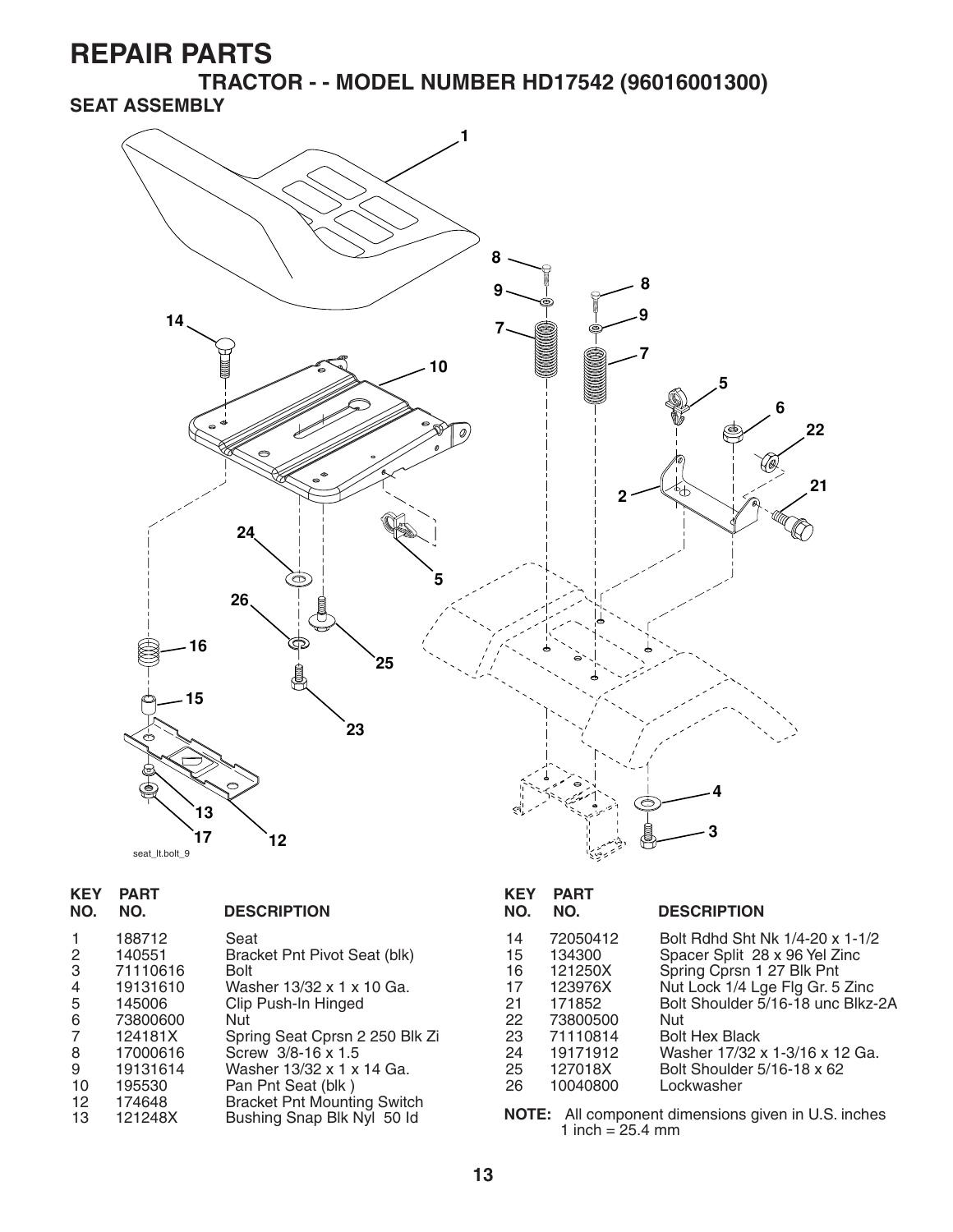# REPAIR PARTS

## TRACTOR - - MODEL NUMBER HD17542 (96016001300)

### SEAT ASSEMBLY

| KEY NO. | PART NO. | DESCRIPTION |
|---|---|---|
| 1 | 188712 | Seat |
| 2 | 140551 | Bracket Pnt Pivot Seat (blk) |
| 3 | 71110616 | Bolt |
| 4 | 19131610 | Washer 13/32 x 1 x 10 Ga. |
| 5 | 145006 | Clip Push-In Hinged |
| 6 | 73800600 | Nut |
| 7 | 124181X | Spring Seat Cprsn 2 250 Blk Zi |
| 8 | 17000616 | Screw 3/8-16 x 1.5 |
| 9 | 19131614 | Washer 13/32 x 1 x 14 Ga. |
| 10 | 195530 | Pan Pnt Seat (blk ) |
| 12 | 174648 | Bracket Pnt Mounting Switch |
| 13 | 121248X | Bushing Snap Blk Nyl 50 Id |
| 14 | 72050412 | Bolt Rdhd Sht Nk 1/4-20 x 1-1/2 |
| 15 | 134300 | Spacer Split 28 x 96 Yel Zinc |
| 16 | 121250X | Spring Cprsn 1 27 Blk Pnt |
| 17 | 123976X | Nut Lock 1/4 Lge Flg Gr. 5 Zinc |
| 21 | 171852 | Bolt Shoulder 5/16-18 unc Blkz-2A |
| 22 | 73800500 | Nut |
| 23 | 71110814 | Bolt Hex Black |
| 24 | 19171912 | Washer 17/32 x 1-3/16 x 12 Ga. |
| 25 | 127018X | Bolt Shoulder 5/16-18 x 62 |
| 26 | 10040800 | Lockwasher |

**NOTE:** All component dimensions given in U.S. inches
1 inch = 25.4 mm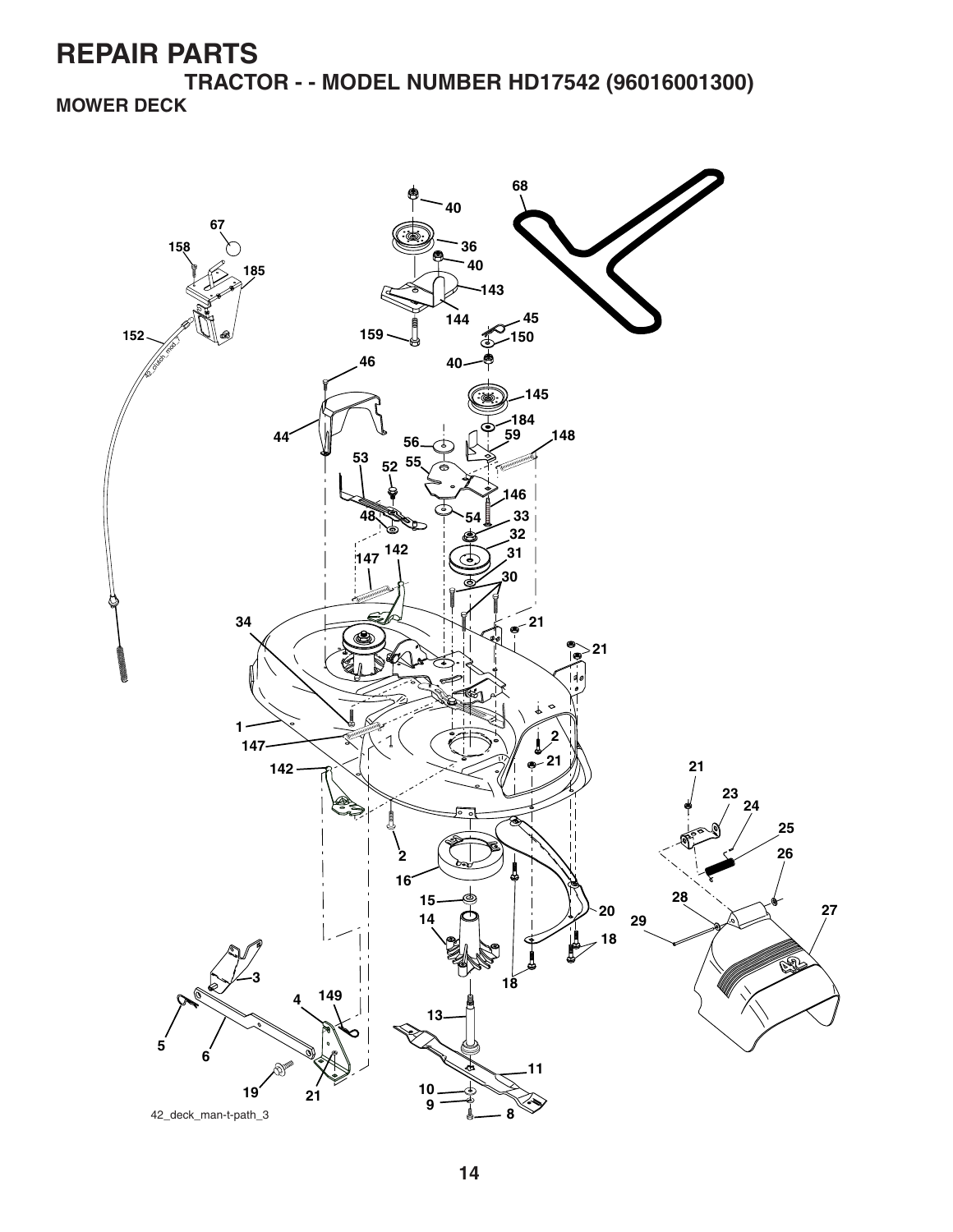# REPAIR PARTS

## TRACTOR - - MODEL NUMBER HD17542 (96016001300)

### MOWER DECK

42_deck_man-t-path_3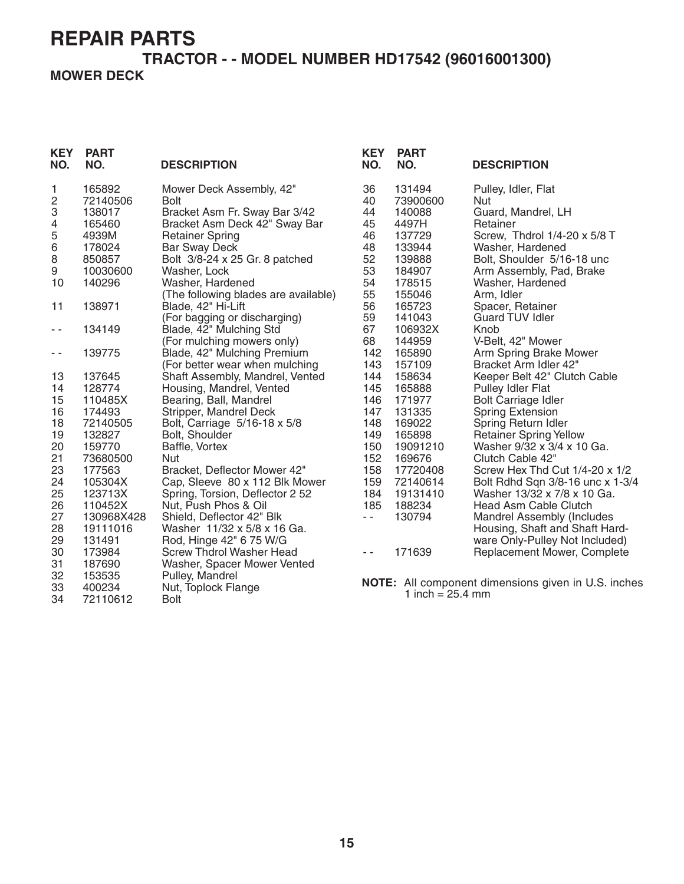# REPAIR PARTS

## TRACTOR - - MODEL NUMBER HD17542 (96016001300)

### MOWER DECK

| KEY NO. | PART NO. | DESCRIPTION |
|---|---|---|
| 1 | 165892 | Mower Deck Assembly, 42" |
| 2 | 72140506 | Bolt |
| 3 | 138017 | Bracket Asm Fr. Sway Bar 3/42 |
| 4 | 165460 | Bracket Asm Deck 42" Sway Bar |
| 5 | 4939M | Retainer Spring |
| 6 | 178024 | Bar Sway Deck |
| 8 | 850857 | Bolt 3/8-24 x 25 Gr. 8 patched |
| 9 | 10030600 | Washer, Lock |
| 10 | 140296 | Washer, Hardened |
| | | (The following blades are available) |
| 11 | 138971 | Blade, 42" Hi-Lift (For bagging or discharging) |
| - - | 134149 | Blade, 42" Mulching Std (For mulching mowers only) |
| - - | 139775 | Blade, 42" Mulching Premium (For better wear when mulching |
| 13 | 137645 | Shaft Assembly, Mandrel, Vented |
| 14 | 128774 | Housing, Mandrel, Vented |
| 15 | 110485X | Bearing, Ball, Mandrel |
| 16 | 174493 | Stripper, Mandrel Deck |
| 18 | 72140505 | Bolt, Carriage 5/16-18 x 5/8 |
| 19 | 132827 | Bolt, Shoulder |
| 20 | 159770 | Baffle, Vortex |
| 21 | 73680500 | Nut |
| 23 | 177563 | Bracket, Deflector Mower 42" |
| 24 | 105304X | Cap, Sleeve 80 x 112 Blk Mower |
| 25 | 123713X | Spring, Torsion, Deflector 2 52 |
| 26 | 110452X | Nut, Push Phos & Oil |
| 27 | 130968X428 | Shield, Deflector 42" Blk |
| 28 | 19111016 | Washer 11/32 x 5/8 x 16 Ga. |
| 29 | 131491 | Rod, Hinge 42" 6 75 W/G |
| 30 | 173984 | Screw Thdrol Washer Head |
| 31 | 187690 | Washer, Spacer Mower Vented |
| 32 | 153535 | Pulley, Mandrel |
| 33 | 400234 | Nut, Toplock Flange |
| 34 | 72110612 | Bolt |
| 36 | 131494 | Pulley, Idler, Flat |
| 40 | 73900600 | Nut |
| 44 | 140088 | Guard, Mandrel, LH |
| 45 | 4497H | Retainer |
| 46 | 137729 | Screw, Thdrol 1/4-20 x 5/8 T |
| 48 | 133944 | Washer, Hardened |
| 52 | 139888 | Bolt, Shoulder 5/16-18 unc |
| 53 | 184907 | Arm Assembly, Pad, Brake |
| 54 | 178515 | Washer, Hardened |
| 55 | 155046 | Arm, Idler |
| 56 | 165723 | Spacer, Retainer |
| 59 | 141043 | Guard TUV Idler |
| 67 | 106932X | Knob |
| 68 | 144959 | V-Belt, 42" Mower |
| 142 | 165890 | Arm Spring Brake Mower |
| 143 | 157109 | Bracket Arm Idler 42" |
| 144 | 158634 | Keeper Belt 42" Clutch Cable |
| 145 | 165888 | Pulley Idler Flat |
| 146 | 171977 | Bolt Carriage Idler |
| 147 | 131335 | Spring Extension |
| 148 | 169022 | Spring Return Idler |
| 149 | 165898 | Retainer Spring Yellow |
| 150 | 19091210 | Washer 9/32 x 3/4 x 10 Ga. |
| 152 | 169676 | Clutch Cable 42" |
| 158 | 17720408 | Screw Hex Thd Cut 1/4-20 x 1/2 |
| 159 | 72140614 | Bolt Rdhd Sqn 3/8-16 unc x 1-3/4 |
| 184 | 19131410 | Washer 13/32 x 7/8 x 10 Ga. |
| 185 | 188234 | Head Asm Cable Clutch |
| - - | 130794 | Mandrel Assembly (Includes Housing, Shaft and Shaft Hardware Only-Pulley Not Included) |
| - - | 171639 | Replacement Mower, Complete |

**NOTE:** All component dimensions given in U.S. inches
1 inch = 25.4 mm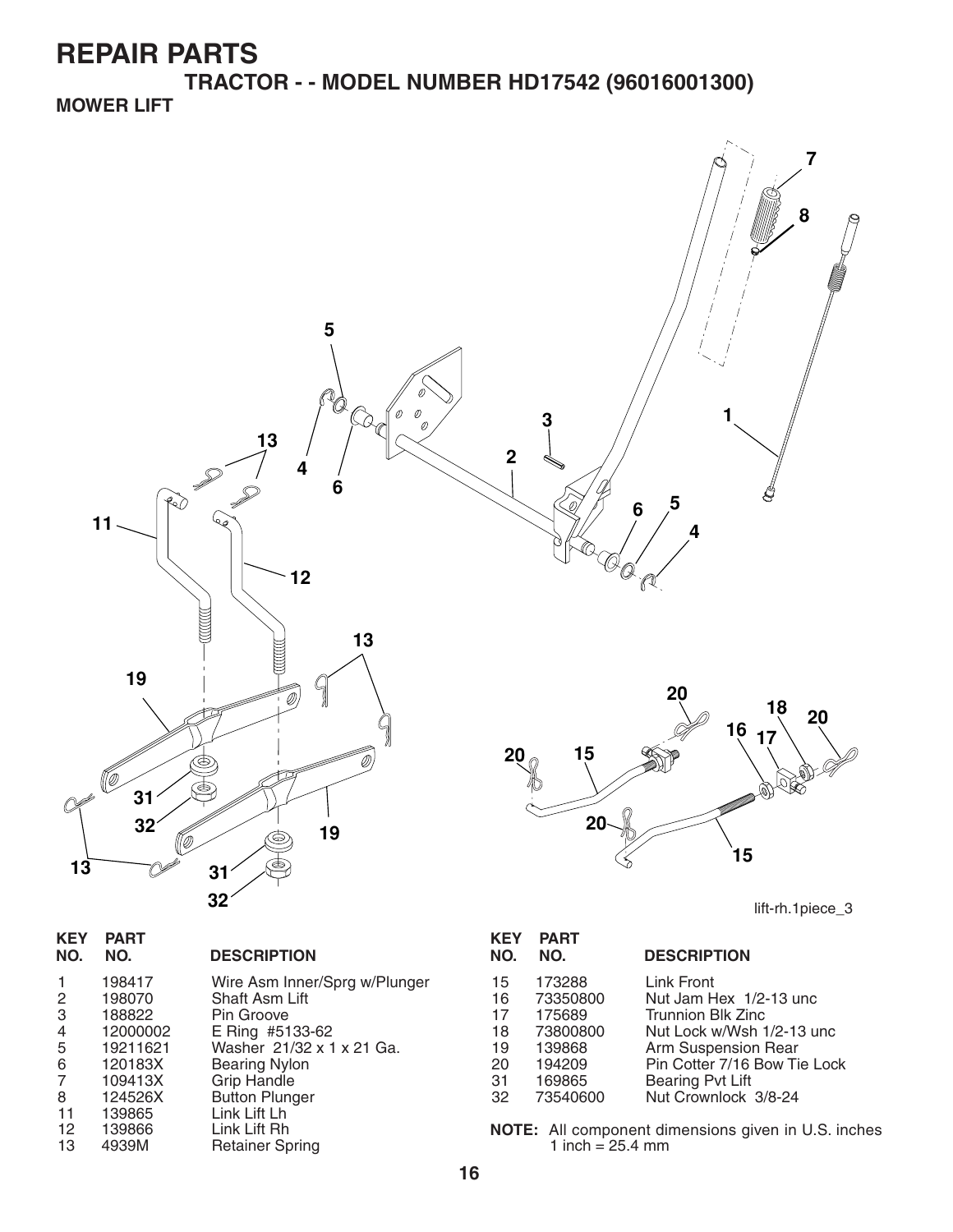# REPAIR PARTS

## TRACTOR - - MODEL NUMBER HD17542 (96016001300)

### MOWER LIFT

lift-rh.1piece_3

| KEY NO. | PART NO. | DESCRIPTION |
|---|---|---|
| 1 | 198417 | Wire Asm Inner/Sprg w/Plunger |
| 2 | 198070 | Shaft Asm Lift |
| 3 | 188822 | Pin Groove |
| 4 | 12000002 | E Ring #5133-62 |
| 5 | 19211621 | Washer 21/32 x 1 x 21 Ga. |
| 6 | 120183X | Bearing Nylon |
| 7 | 109413X | Grip Handle |
| 8 | 124526X | Button Plunger |
| 11 | 139865 | Link Lift Lh |
| 12 | 139866 | Link Lift Rh |
| 13 | 4939M | Retainer Spring |
| 15 | 173288 | Link Front |
| 16 | 73350800 | Nut Jam Hex 1/2-13 unc |
| 17 | 175689 | Trunnion Blk Zinc |
| 18 | 73800800 | Nut Lock w/Wsh 1/2-13 unc |
| 19 | 139868 | Arm Suspension Rear |
| 20 | 194209 | Pin Cotter 7/16 Bow Tie Lock |
| 31 | 169865 | Bearing Pvt Lift |
| 32 | 73540600 | Nut Crownlock 3/8-24 |

**NOTE:** All component dimensions given in U.S. inches
1 inch = 25.4 mm